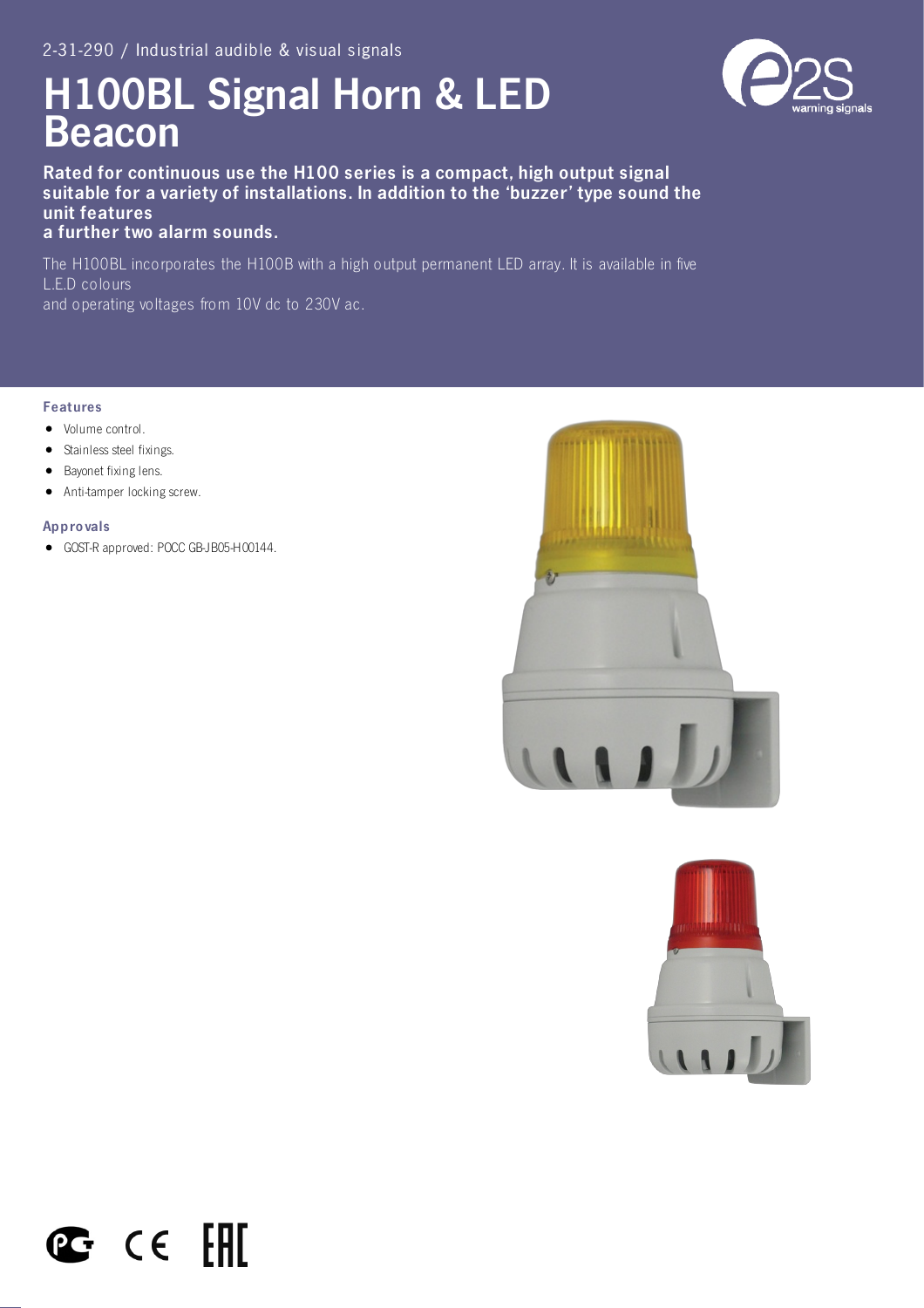2-31-290 / Industrial audible & visual signals

# H100BL Signal Horn & LED Beacon

**Rated for continuous use the H100 series is a compact, high output signal suitable for a variety of installations. In addition to the 'buzzer' type sound the unit features a further two alarm sounds.**

The H100BL incorporates the H100B with a high output permanent LED array. It is available in five L.E.D colours and operating voltages from 10V dc to 230V ac.

### Features

- Volume control.
- Stainless steel fixings.
- Bayonet fixing lens.
- Anti-tamper locking screw.

### Approvals

- GOST-R approved: POCC GB-JB05-H00144.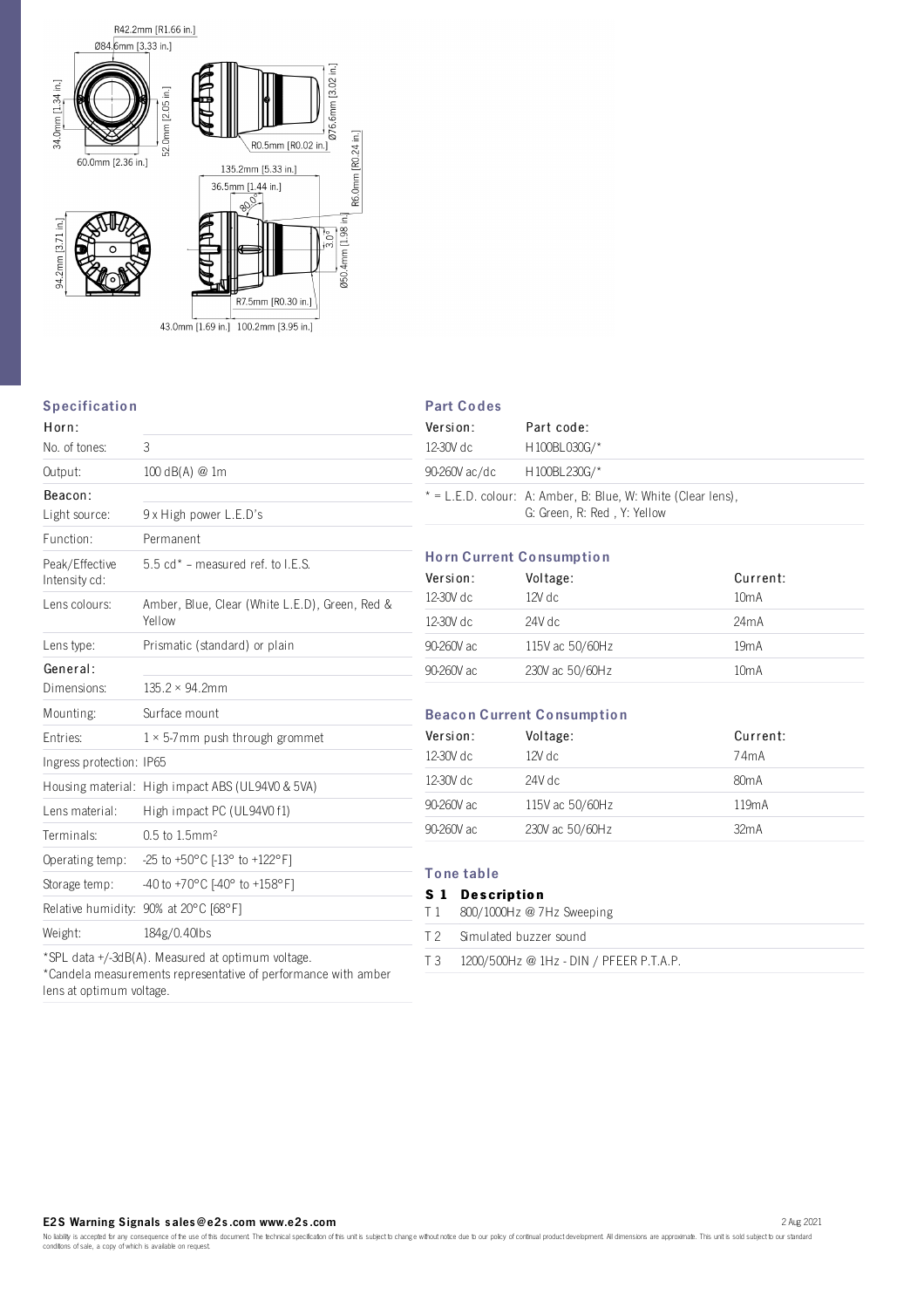R42.2mm [R1.66 in.]
Ø84.6mm [3.33 in.]
34.0mm [1.34 in.]
52.0mm [2.05 in.]
60.0mm [2.36 in.]
Ø76.6mm [3.02 in.]
R0.5mm [R0.02 in.]
R6.0mm [R0.24 in.]
135.2mm [5.33 in.]
36.5mm [1.44 in.]
80.0°
3.0°
94.2mm [3.71 in.]
Ø50.4mm [1.98 in.]
R7.5mm [R0.30 in.]
43.0mm [1.69 in.] 100.2mm [3.95 in.]

## Specification

| | |
|---|---|
| **Horn:** | |
| No. of tones: | 3 |
| Output: | 100 dB(A) @ 1m |
| **Beacon:** | |
| Light source: | 9 x High power L.E.D's |
| Function: | Permanent |
| Peak/Effective Intensity cd: | 5.5 cd* – measured ref. to I.E.S. |
| Lens colours: | Amber, Blue, Clear (White L.E.D), Green, Red & Yellow |
| Lens type: | Prismatic (standard) or plain |
| **General:** | |
| Dimensions: | 135.2 × 94.2mm |
| Mounting: | Surface mount |
| Entries: | 1 × 5-7mm push through grommet |
| Ingress protection: | IP65 |
| Housing material: | High impact ABS (UL94V0 & 5VA) |
| Lens material: | High impact PC (UL94V0 f1) |
| Terminals: | 0.5 to 1.5mm² |
| Operating temp: | -25 to +50°C [-13° to +122°F] |
| Storage temp: | -40 to +70°C [-40° to +158°F] |
| Relative humidity: | 90% at 20°C [68°F] |
| Weight: | 184g/0.40lbs |

*SPL data +/-3dB(A). Measured at optimum voltage.
*Candela measurements representative of performance with amber lens at optimum voltage.

## Part Codes

| Version: | Part code: |
|---|---|
| 12-30V dc | H100BL030G/* |
| 90-260V ac/dc | H100BL230G/* |

* = L.E.D. colour: A: Amber, B: Blue, W: White (Clear lens), G: Green, R: Red , Y: Yellow

## Horn Current Consumption

| Version: | Voltage: | Current: |
|---|---|---|
| 12-30V dc | 12V dc | 10mA |
| 12-30V dc | 24V dc | 24mA |
| 90-260V ac | 115V ac 50/60Hz | 19mA |
| 90-260V ac | 230V ac 50/60Hz | 10mA |

## Beacon Current Consumption

| Version: | Voltage: | Current: |
|---|---|---|
| 12-30V dc | 12V dc | 74mA |
| 12-30V dc | 24V dc | 80mA |
| 90-260V ac | 115V ac 50/60Hz | 119mA |
| 90-260V ac | 230V ac 50/60Hz | 32mA |

## Tone table

| S 1 | Description |
|---|---|
| T 1 | 800/1000Hz @ 7Hz Sweeping |
| T 2 | Simulated buzzer sound |
| T 3 | 1200/500Hz @ 1Hz - DIN / PFEER P.T.A.P. |

**E2S Warning Signals sales@e2s.com www.e2s.com**

2 Aug 2021

No liability is accepted for any consequence of the use of this document. The technical specification of this unit is subject to change without notice due to our policy of continual product development. All dimensions are approximate. This unit is sold subject to our standard conditions of sale, a copy of which is available on request.